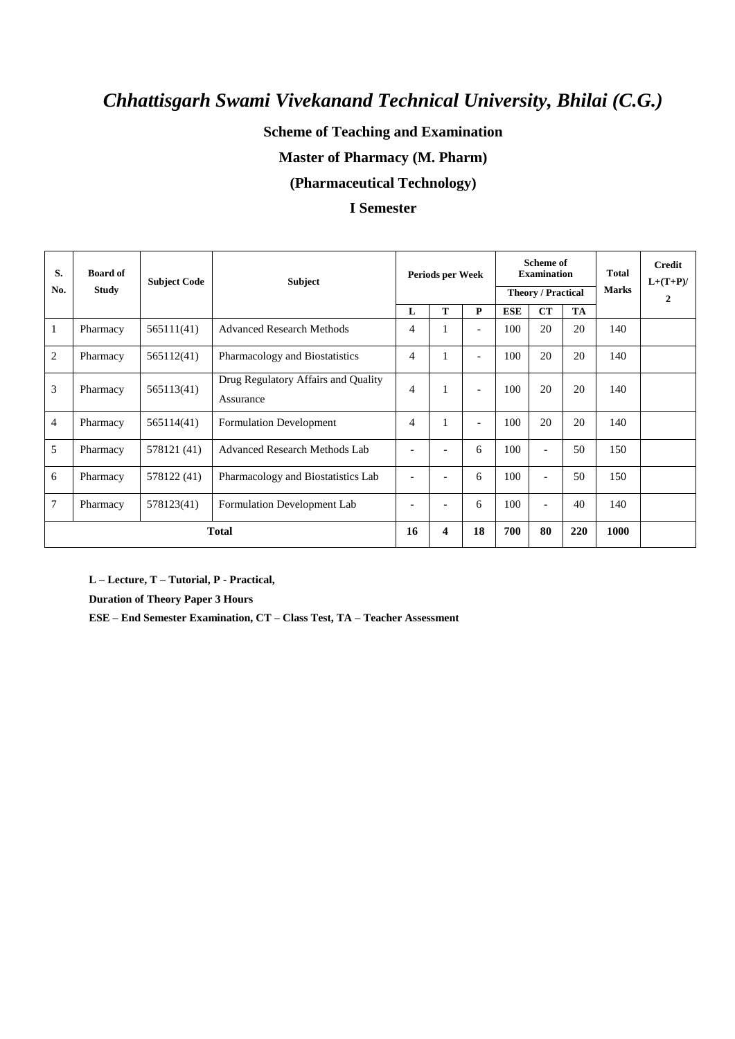# *Chhattisgarh Swami Vivekanand Technical University, Bhilai (C.G.)*

**Scheme of Teaching and Examination**

**Master of Pharmacy (M. Pharm)**

**(Pharmaceutical Technology)**

**I Semester**

| S. No. | Board of Study | Subject Code | Subject | Periods per Week | | | Scheme of Examination Theory / Practical | | | Total Marks | Credit L+(T+P)/2 |
|---|---|---|---|---|---|---|---|---|---|---|---|
| | | | | L | T | P | ESE | CT | TA | | |
| 1 | Pharmacy | 565111(41) | Advanced Research Methods | 4 | 1 | - | 100 | 20 | 20 | 140 | |
| 2 | Pharmacy | 565112(41) | Pharmacology and Biostatistics | 4 | 1 | - | 100 | 20 | 20 | 140 | |
| 3 | Pharmacy | 565113(41) | Drug Regulatory Affairs and Quality Assurance | 4 | 1 | - | 100 | 20 | 20 | 140 | |
| 4 | Pharmacy | 565114(41) | Formulation Development | 4 | 1 | - | 100 | 20 | 20 | 140 | |
| 5 | Pharmacy | 578121 (41) | Advanced Research Methods Lab | - | - | 6 | 100 | - | 50 | 150 | |
| 6 | Pharmacy | 578122 (41) | Pharmacology and Biostatistics Lab | - | - | 6 | 100 | - | 50 | 150 | |
| 7 | Pharmacy | 578123(41) | Formulation Development Lab | - | - | 6 | 100 | - | 40 | 140 | |
| **Total** | | | | **16** | **4** | **18** | **700** | **80** | **220** | **1000** | |

**L – Lecture, T – Tutorial, P - Practical,**

**Duration of Theory Paper 3 Hours**

**ESE – End Semester Examination, CT – Class Test, TA – Teacher Assessment**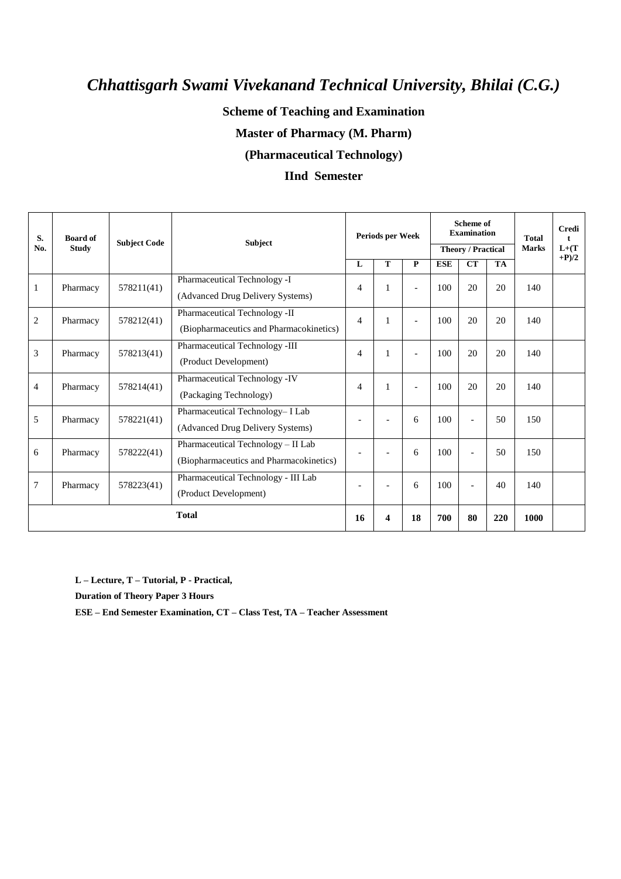# *Chhattisgarh Swami Vivekanand Technical University, Bhilai (C.G.)*

**Scheme of Teaching and Examination**

**Master of Pharmacy (M. Pharm)**

**(Pharmaceutical Technology)**

**IInd Semester**

| S. No. | Board of Study | Subject Code | Subject | Periods per Week | | | Scheme of Examination | | | Total Marks | Credit L+(T+P)/2 |
|---|---|---|---|---|---|---|---|---|---|---|---|
| | | | | | | | Theory / Practical | | | | |
| | | | | L | T | P | ESE | CT | TA | | |
| 1 | Pharmacy | 578211(41) | Pharmaceutical Technology -I (Advanced Drug Delivery Systems) | 4 | 1 | - | 100 | 20 | 20 | 140 | |
| 2 | Pharmacy | 578212(41) | Pharmaceutical Technology -II (Biopharmaceutics and Pharmacokinetics) | 4 | 1 | - | 100 | 20 | 20 | 140 | |
| 3 | Pharmacy | 578213(41) | Pharmaceutical Technology -III (Product Development) | 4 | 1 | - | 100 | 20 | 20 | 140 | |
| 4 | Pharmacy | 578214(41) | Pharmaceutical Technology -IV (Packaging Technology) | 4 | 1 | - | 100 | 20 | 20 | 140 | |
| 5 | Pharmacy | 578221(41) | Pharmaceutical Technology– I Lab (Advanced Drug Delivery Systems) | - | - | 6 | 100 | - | 50 | 150 | |
| 6 | Pharmacy | 578222(41) | Pharmaceutical Technology – II Lab (Biopharmaceutics and Pharmacokinetics) | - | - | 6 | 100 | - | 50 | 150 | |
| 7 | Pharmacy | 578223(41) | Pharmaceutical Technology - III Lab (Product Development) | - | - | 6 | 100 | - | 40 | 140 | |
| **Total** | | | | **16** | **4** | **18** | **700** | **80** | **220** | **1000** | |

**L – Lecture, T – Tutorial, P - Practical,**

**Duration of Theory Paper 3 Hours**

**ESE – End Semester Examination, CT – Class Test, TA – Teacher Assessment**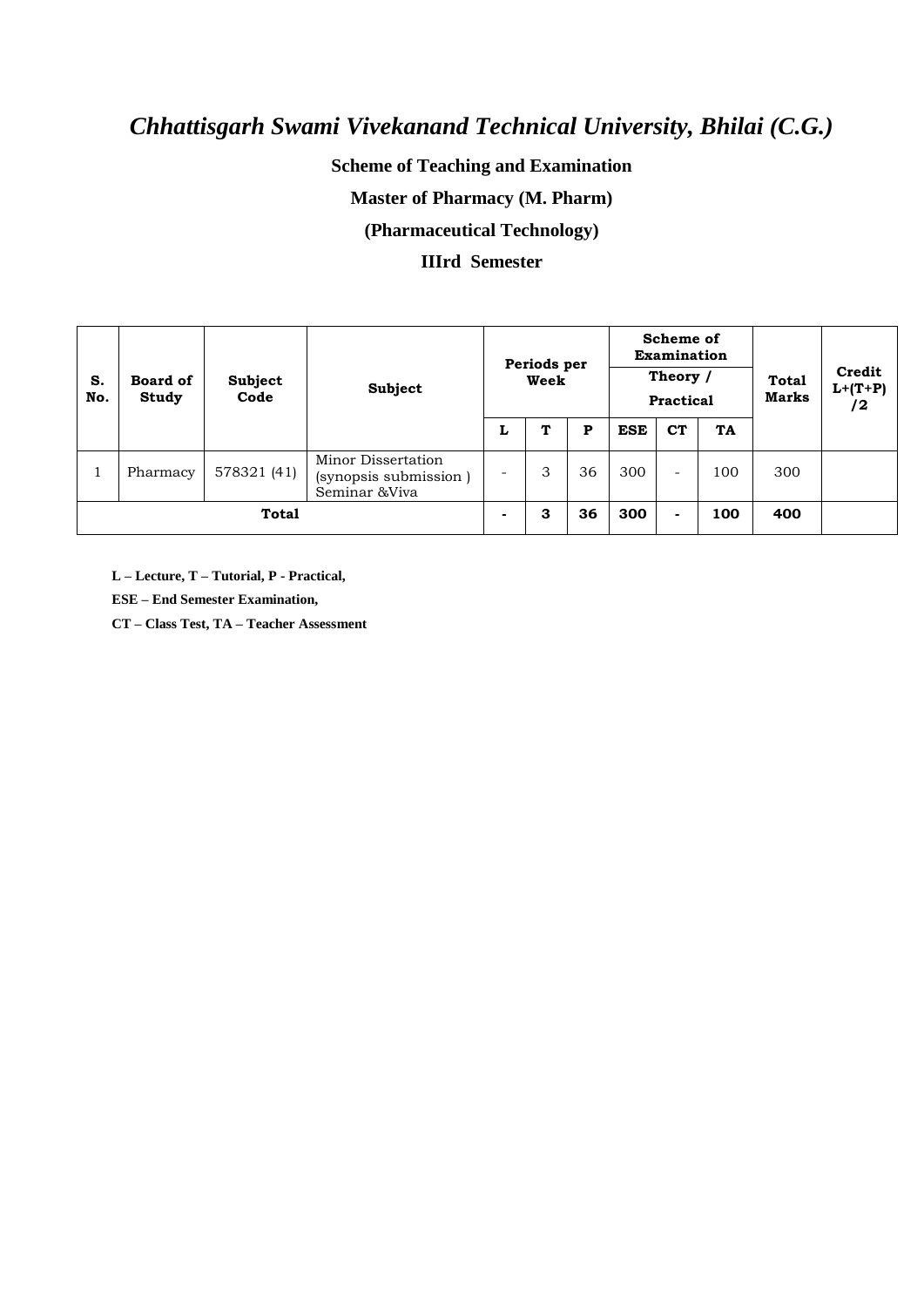# *Chhattisgarh Swami Vivekanand Technical University, Bhilai (C.G.)*

**Scheme of Teaching and Examination**

**Master of Pharmacy (M. Pharm)**

**(Pharmaceutical Technology)**

**IIIrd Semester**

| S. No. | Board of Study | Subject Code | Subject | Periods per Week | | | Scheme of Examination Theory / Practical | | | Total Marks | Credit L+(T+P) /2 |
|---|---|---|---|---|---|---|---|---|---|---|---|
| | | | | L | T | P | ESE | CT | TA | | |
| 1 | Pharmacy | 578321 (41) | Minor Dissertation (synopsis submission ) Seminar &Viva | - | 3 | 36 | 300 | - | 100 | 300 | |
| **Total** | | | | **-** | **3** | **36** | **300** | **-** | **100** | **400** | |

**L – Lecture, T – Tutorial, P - Practical,**

**ESE – End Semester Examination,**

**CT – Class Test, TA – Teacher Assessment**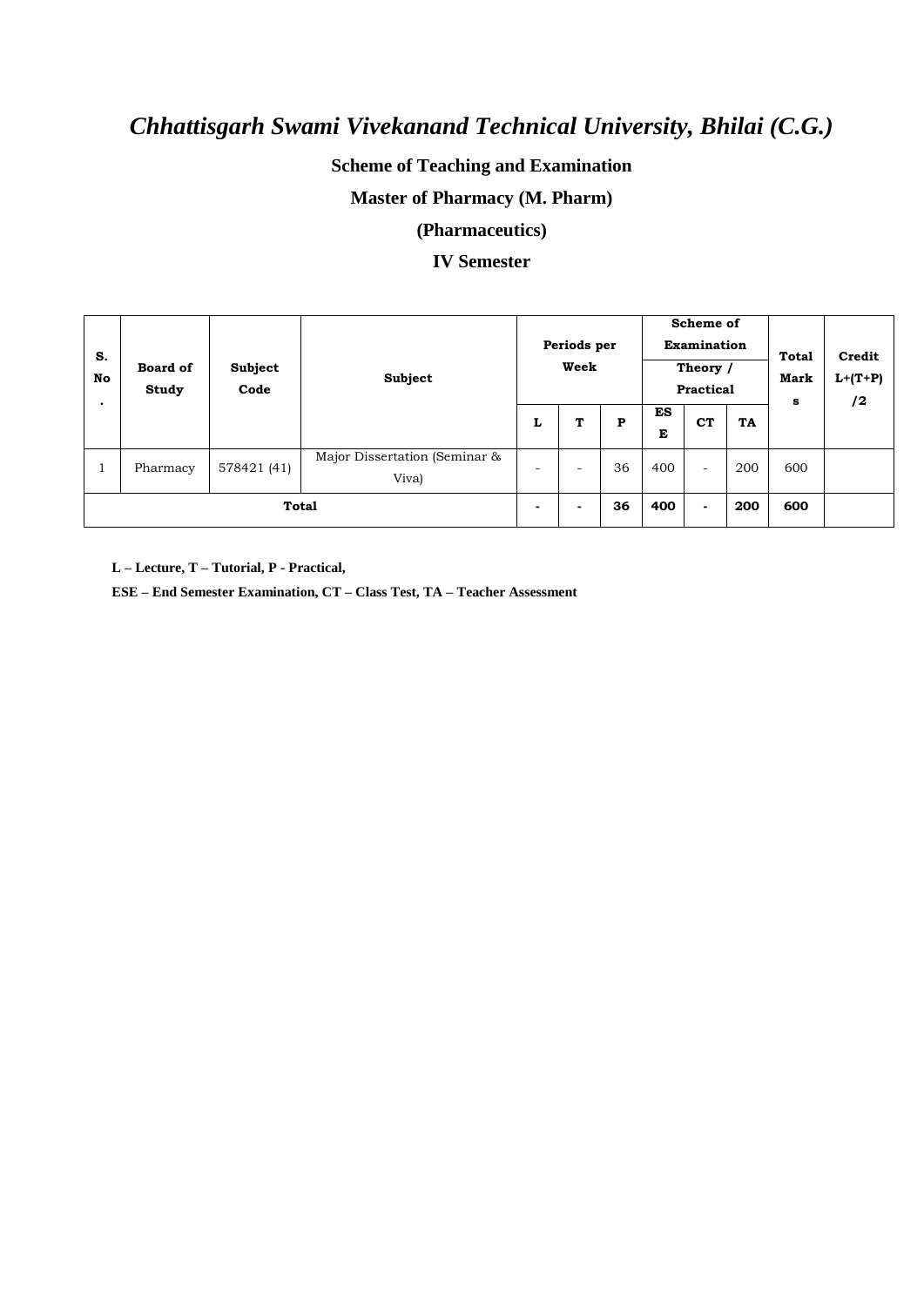# *Chhattisgarh Swami Vivekanand Technical University, Bhilai (C.G.)*

**Scheme of Teaching and Examination**

**Master of Pharmacy (M. Pharm)**

**(Pharmaceutics)**

**IV Semester**

| S. No. | Board of Study | Subject Code | Subject | Periods per Week | | | Scheme of Examination Theory / Practical | | | Total Marks | Credit L+(T+P)/2 |
|---|---|---|---|---|---|---|---|---|---|---|---|
| | | | | L | T | P | ESE | CT | TA | | |
| 1 | Pharmacy | 578421 (41) | Major Dissertation (Seminar & Viva) | - | - | 36 | 400 | - | 200 | 600 | |
| Total | | | | - | - | 36 | 400 | - | 200 | 600 | |

**L – Lecture, T – Tutorial, P - Practical,**

**ESE – End Semester Examination, CT – Class Test, TA – Teacher Assessment**